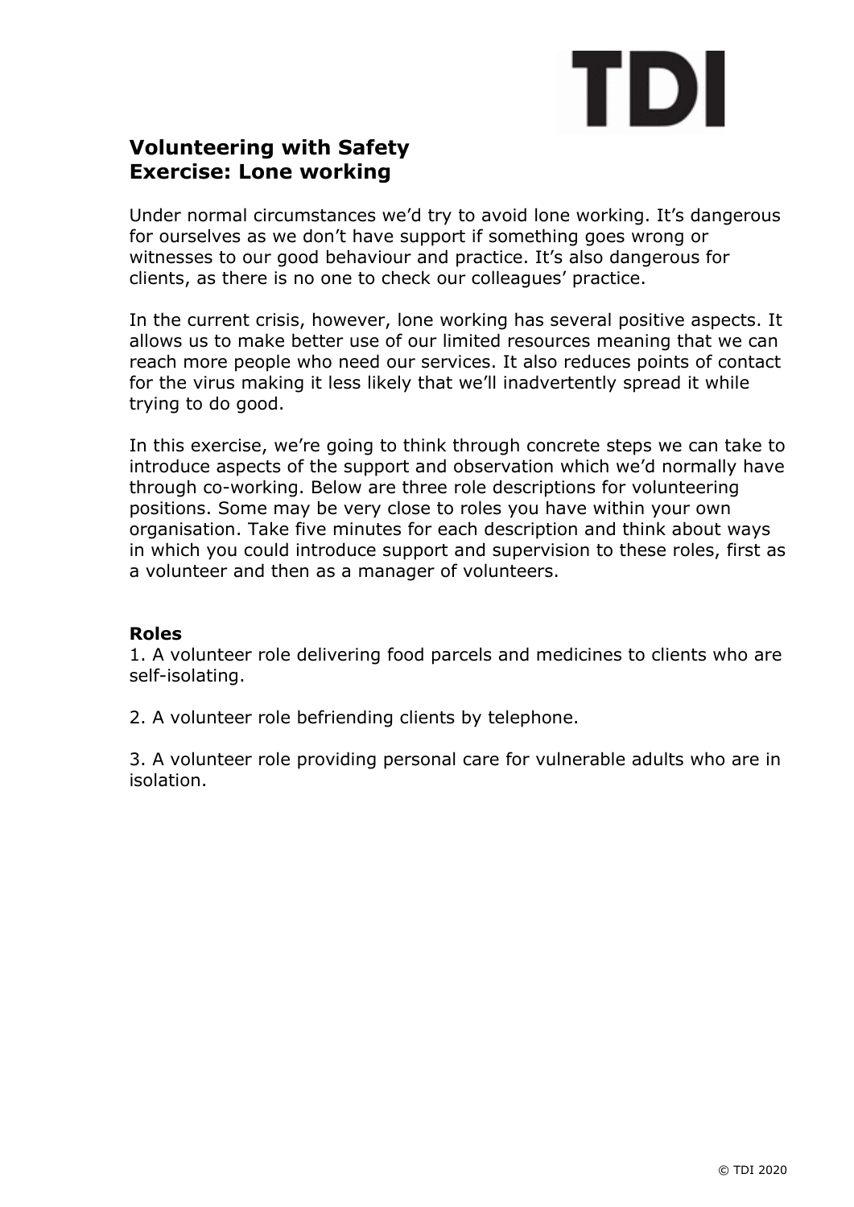TDI

# Volunteering with Safety
# Exercise: Lone working

Under normal circumstances we'd try to avoid lone working. It's dangerous for ourselves as we don't have support if something goes wrong or witnesses to our good behaviour and practice. It's also dangerous for clients, as there is no one to check our colleagues' practice.

In the current crisis, however, lone working has several positive aspects. It allows us to make better use of our limited resources meaning that we can reach more people who need our services. It also reduces points of contact for the virus making it less likely that we'll inadvertently spread it while trying to do good.

In this exercise, we're going to think through concrete steps we can take to introduce aspects of the support and observation which we'd normally have through co-working. Below are three role descriptions for volunteering positions. Some may be very close to roles you have within your own organisation. Take five minutes for each description and think about ways in which you could introduce support and supervision to these roles, first as a volunteer and then as a manager of volunteers.

**Roles**

1. A volunteer role delivering food parcels and medicines to clients who are self-isolating.

2. A volunteer role befriending clients by telephone.

3. A volunteer role providing personal care for vulnerable adults who are in isolation.

© TDI 2020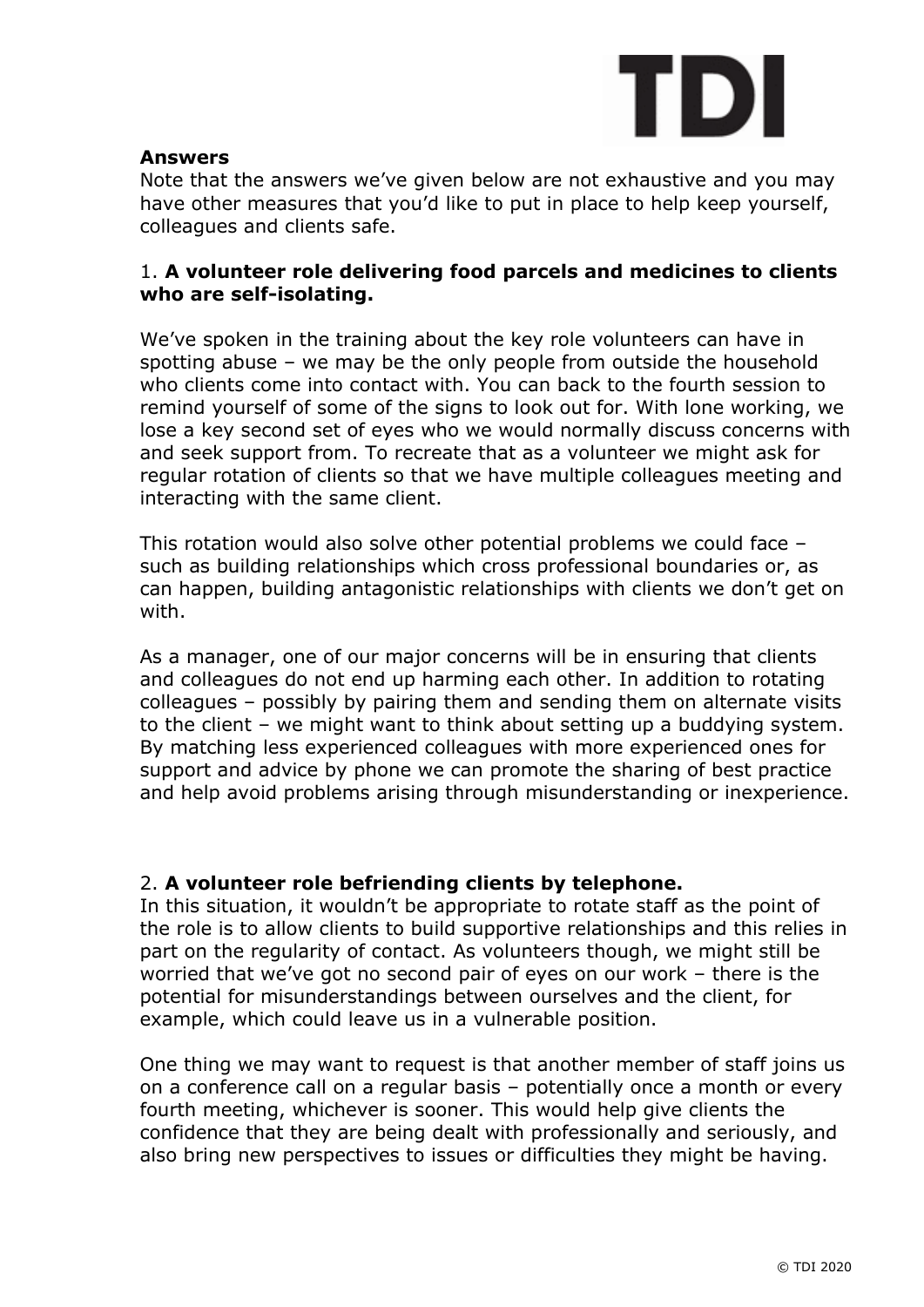**Answers**

Note that the answers we've given below are not exhaustive and you may have other measures that you'd like to put in place to help keep yourself, colleagues and clients safe.

1. **A volunteer role delivering food parcels and medicines to clients who are self-isolating.**

We've spoken in the training about the key role volunteers can have in spotting abuse – we may be the only people from outside the household who clients come into contact with. You can back to the fourth session to remind yourself of some of the signs to look out for. With lone working, we lose a key second set of eyes who we would normally discuss concerns with and seek support from. To recreate that as a volunteer we might ask for regular rotation of clients so that we have multiple colleagues meeting and interacting with the same client.

This rotation would also solve other potential problems we could face – such as building relationships which cross professional boundaries or, as can happen, building antagonistic relationships with clients we don't get on with.

As a manager, one of our major concerns will be in ensuring that clients and colleagues do not end up harming each other. In addition to rotating colleagues – possibly by pairing them and sending them on alternate visits to the client – we might want to think about setting up a buddying system. By matching less experienced colleagues with more experienced ones for support and advice by phone we can promote the sharing of best practice and help avoid problems arising through misunderstanding or inexperience.

2. **A volunteer role befriending clients by telephone.**

In this situation, it wouldn't be appropriate to rotate staff as the point of the role is to allow clients to build supportive relationships and this relies in part on the regularity of contact. As volunteers though, we might still be worried that we've got no second pair of eyes on our work – there is the potential for misunderstandings between ourselves and the client, for example, which could leave us in a vulnerable position.

One thing we may want to request is that another member of staff joins us on a conference call on a regular basis – potentially once a month or every fourth meeting, whichever is sooner. This would help give clients the confidence that they are being dealt with professionally and seriously, and also bring new perspectives to issues or difficulties they might be having.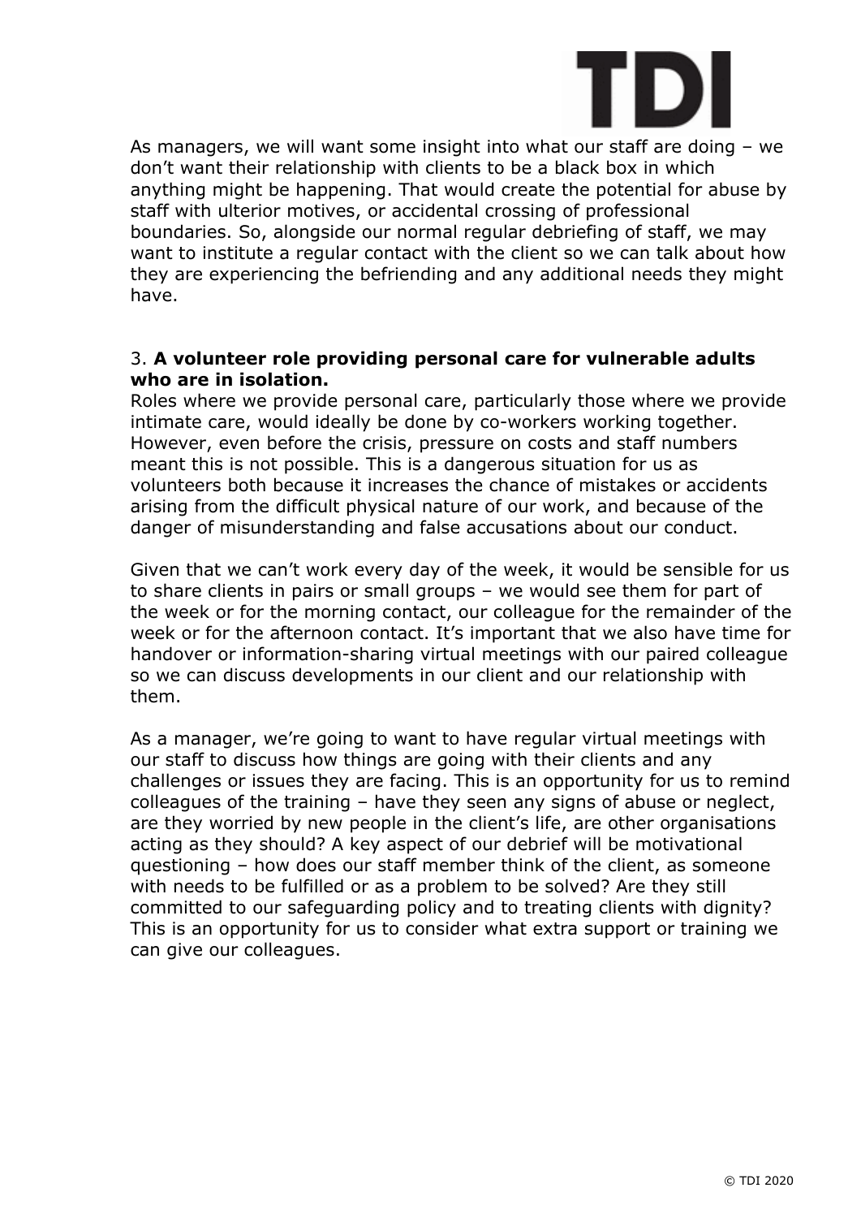As managers, we will want some insight into what our staff are doing – we don't want their relationship with clients to be a black box in which anything might be happening. That would create the potential for abuse by staff with ulterior motives, or accidental crossing of professional boundaries. So, alongside our normal regular debriefing of staff, we may want to institute a regular contact with the client so we can talk about how they are experiencing the befriending and any additional needs they might have.

3. **A volunteer role providing personal care for vulnerable adults who are in isolation.**

Roles where we provide personal care, particularly those where we provide intimate care, would ideally be done by co-workers working together. However, even before the crisis, pressure on costs and staff numbers meant this is not possible. This is a dangerous situation for us as volunteers both because it increases the chance of mistakes or accidents arising from the difficult physical nature of our work, and because of the danger of misunderstanding and false accusations about our conduct.

Given that we can't work every day of the week, it would be sensible for us to share clients in pairs or small groups – we would see them for part of the week or for the morning contact, our colleague for the remainder of the week or for the afternoon contact. It's important that we also have time for handover or information-sharing virtual meetings with our paired colleague so we can discuss developments in our client and our relationship with them.

As a manager, we're going to want to have regular virtual meetings with our staff to discuss how things are going with their clients and any challenges or issues they are facing. This is an opportunity for us to remind colleagues of the training – have they seen any signs of abuse or neglect, are they worried by new people in the client's life, are other organisations acting as they should? A key aspect of our debrief will be motivational questioning – how does our staff member think of the client, as someone with needs to be fulfilled or as a problem to be solved? Are they still committed to our safeguarding policy and to treating clients with dignity? This is an opportunity for us to consider what extra support or training we can give our colleagues.